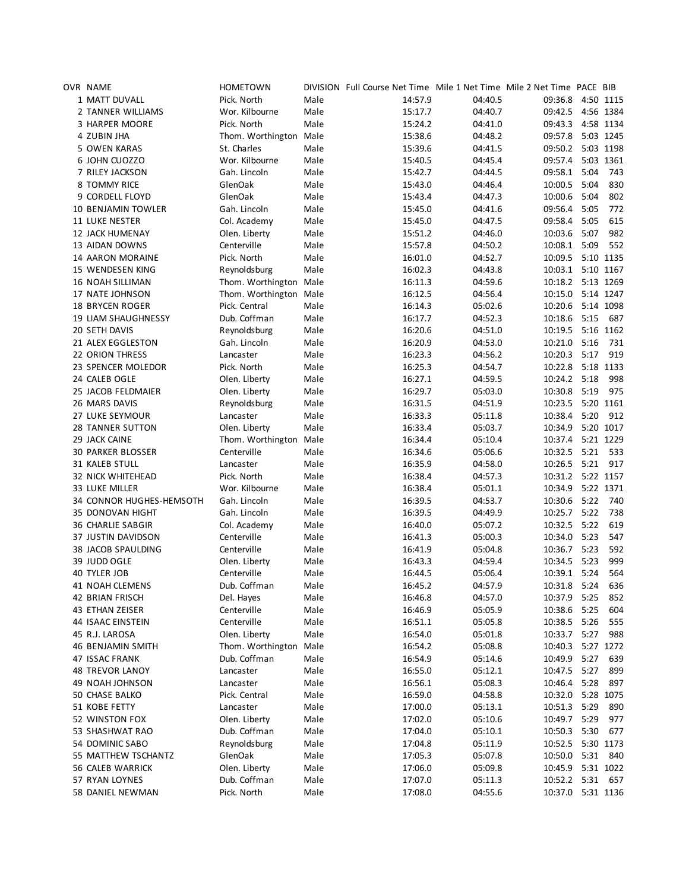| OVR | NAME | HOMETOWN | DIVISION | Full Course Net Time | Mile 1 Net Time | Mile 2 Net Time | PACE | BIB |
|---|---|---|---|---|---|---|---|---|
| 1 | MATT DUVALL | Pick. North | Male | 14:57.9 | 04:40.5 | 09:36.8 | 4:50 | 1115 |
| 2 | TANNER WILLIAMS | Wor. Kilbourne | Male | 15:17.7 | 04:40.7 | 09:42.5 | 4:56 | 1384 |
| 3 | HARPER MOORE | Pick. North | Male | 15:24.2 | 04:41.0 | 09:43.3 | 4:58 | 1134 |
| 4 | ZUBIN JHA | Thom. Worthington | Male | 15:38.6 | 04:48.2 | 09:57.8 | 5:03 | 1245 |
| 5 | OWEN KARAS | St. Charles | Male | 15:39.6 | 04:41.5 | 09:50.2 | 5:03 | 1198 |
| 6 | JOHN CUOZZO | Wor. Kilbourne | Male | 15:40.5 | 04:45.4 | 09:57.4 | 5:03 | 1361 |
| 7 | RILEY JACKSON | Gah. Lincoln | Male | 15:42.7 | 04:44.5 | 09:58.1 | 5:04 | 743 |
| 8 | TOMMY RICE | GlenOak | Male | 15:43.0 | 04:46.4 | 10:00.5 | 5:04 | 830 |
| 9 | CORDELL FLOYD | GlenOak | Male | 15:43.4 | 04:47.3 | 10:00.6 | 5:04 | 802 |
| 10 | BENJAMIN TOWLER | Gah. Lincoln | Male | 15:45.0 | 04:41.6 | 09:56.4 | 5:05 | 772 |
| 11 | LUKE NESTER | Col. Academy | Male | 15:45.0 | 04:47.5 | 09:58.4 | 5:05 | 615 |
| 12 | JACK HUMENAY | Olen. Liberty | Male | 15:51.2 | 04:46.0 | 10:03.6 | 5:07 | 982 |
| 13 | AIDAN DOWNS | Centerville | Male | 15:57.8 | 04:50.2 | 10:08.1 | 5:09 | 552 |
| 14 | AARON MORAINE | Pick. North | Male | 16:01.0 | 04:52.7 | 10:09.5 | 5:10 | 1135 |
| 15 | WENDESEN KING | Reynoldsburg | Male | 16:02.3 | 04:43.8 | 10:03.1 | 5:10 | 1167 |
| 16 | NOAH SILLIMAN | Thom. Worthington | Male | 16:11.3 | 04:59.6 | 10:18.2 | 5:13 | 1269 |
| 17 | NATE JOHNSON | Thom. Worthington | Male | 16:12.5 | 04:56.4 | 10:15.0 | 5:14 | 1247 |
| 18 | BRYCEN ROGER | Pick. Central | Male | 16:14.3 | 05:02.6 | 10:20.6 | 5:14 | 1098 |
| 19 | LIAM SHAUGHNESSY | Dub. Coffman | Male | 16:17.7 | 04:52.3 | 10:18.6 | 5:15 | 687 |
| 20 | SETH DAVIS | Reynoldsburg | Male | 16:20.6 | 04:51.0 | 10:19.5 | 5:16 | 1162 |
| 21 | ALEX EGGLESTON | Gah. Lincoln | Male | 16:20.9 | 04:53.0 | 10:21.0 | 5:16 | 731 |
| 22 | ORION THRESS | Lancaster | Male | 16:23.3 | 04:56.2 | 10:20.3 | 5:17 | 919 |
| 23 | SPENCER MOLEDOR | Pick. North | Male | 16:25.3 | 04:54.7 | 10:22.8 | 5:18 | 1133 |
| 24 | CALEB OGLE | Olen. Liberty | Male | 16:27.1 | 04:59.5 | 10:24.2 | 5:18 | 998 |
| 25 | JACOB FELDMAIER | Olen. Liberty | Male | 16:29.7 | 05:03.0 | 10:30.8 | 5:19 | 975 |
| 26 | MARS DAVIS | Reynoldsburg | Male | 16:31.5 | 04:51.9 | 10:23.5 | 5:20 | 1161 |
| 27 | LUKE SEYMOUR | Lancaster | Male | 16:33.3 | 05:11.8 | 10:38.4 | 5:20 | 912 |
| 28 | TANNER SUTTON | Olen. Liberty | Male | 16:33.4 | 05:03.7 | 10:34.9 | 5:20 | 1017 |
| 29 | JACK CAINE | Thom. Worthington | Male | 16:34.4 | 05:10.4 | 10:37.4 | 5:21 | 1229 |
| 30 | PARKER BLOSSER | Centerville | Male | 16:34.6 | 05:06.6 | 10:32.5 | 5:21 | 533 |
| 31 | KALEB STULL | Lancaster | Male | 16:35.9 | 04:58.0 | 10:26.5 | 5:21 | 917 |
| 32 | NICK WHITEHEAD | Pick. North | Male | 16:38.4 | 04:57.3 | 10:31.2 | 5:22 | 1157 |
| 33 | LUKE MILLER | Wor. Kilbourne | Male | 16:38.4 | 05:01.1 | 10:34.9 | 5:22 | 1371 |
| 34 | CONNOR HUGHES-HEMSOTH | Gah. Lincoln | Male | 16:39.5 | 04:53.7 | 10:30.6 | 5:22 | 740 |
| 35 | DONOVAN HIGHT | Gah. Lincoln | Male | 16:39.5 | 04:49.9 | 10:25.7 | 5:22 | 738 |
| 36 | CHARLIE SABGIR | Col. Academy | Male | 16:40.0 | 05:07.2 | 10:32.5 | 5:22 | 619 |
| 37 | JUSTIN DAVIDSON | Centerville | Male | 16:41.3 | 05:00.3 | 10:34.0 | 5:23 | 547 |
| 38 | JACOB SPAULDING | Centerville | Male | 16:41.9 | 05:04.8 | 10:36.7 | 5:23 | 592 |
| 39 | JUDD OGLE | Olen. Liberty | Male | 16:43.3 | 04:59.4 | 10:34.5 | 5:23 | 999 |
| 40 | TYLER JOB | Centerville | Male | 16:44.5 | 05:06.4 | 10:39.1 | 5:24 | 564 |
| 41 | NOAH CLEMENS | Dub. Coffman | Male | 16:45.2 | 04:57.9 | 10:31.8 | 5:24 | 636 |
| 42 | BRIAN FRISCH | Del. Hayes | Male | 16:46.8 | 04:57.0 | 10:37.9 | 5:25 | 852 |
| 43 | ETHAN ZEISER | Centerville | Male | 16:46.9 | 05:05.9 | 10:38.6 | 5:25 | 604 |
| 44 | ISAAC EINSTEIN | Centerville | Male | 16:51.1 | 05:05.8 | 10:38.5 | 5:26 | 555 |
| 45 | R.J. LAROSA | Olen. Liberty | Male | 16:54.0 | 05:01.8 | 10:33.7 | 5:27 | 988 |
| 46 | BENJAMIN SMITH | Thom. Worthington | Male | 16:54.2 | 05:08.8 | 10:40.3 | 5:27 | 1272 |
| 47 | ISSAC FRANK | Dub. Coffman | Male | 16:54.9 | 05:14.6 | 10:49.9 | 5:27 | 639 |
| 48 | TREVOR LANOY | Lancaster | Male | 16:55.0 | 05:12.1 | 10:47.5 | 5:27 | 899 |
| 49 | NOAH JOHNSON | Lancaster | Male | 16:56.1 | 05:08.3 | 10:46.4 | 5:28 | 897 |
| 50 | CHASE BALKO | Pick. Central | Male | 16:59.0 | 04:58.8 | 10:32.0 | 5:28 | 1075 |
| 51 | KOBE FETTY | Lancaster | Male | 17:00.0 | 05:13.1 | 10:51.3 | 5:29 | 890 |
| 52 | WINSTON FOX | Olen. Liberty | Male | 17:02.0 | 05:10.6 | 10:49.7 | 5:29 | 977 |
| 53 | SHASHWAT RAO | Dub. Coffman | Male | 17:04.0 | 05:10.1 | 10:50.3 | 5:30 | 677 |
| 54 | DOMINIC SABO | Reynoldsburg | Male | 17:04.8 | 05:11.9 | 10:52.5 | 5:30 | 1173 |
| 55 | MATTHEW TSCHANTZ | GlenOak | Male | 17:05.3 | 05:07.8 | 10:50.0 | 5:31 | 840 |
| 56 | CALEB WARRICK | Olen. Liberty | Male | 17:06.0 | 05:09.8 | 10:45.9 | 5:31 | 1022 |
| 57 | RYAN LOYNES | Dub. Coffman | Male | 17:07.0 | 05:11.3 | 10:52.2 | 5:31 | 657 |
| 58 | DANIEL NEWMAN | Pick. North | Male | 17:08.0 | 04:55.6 | 10:37.0 | 5:31 | 1136 |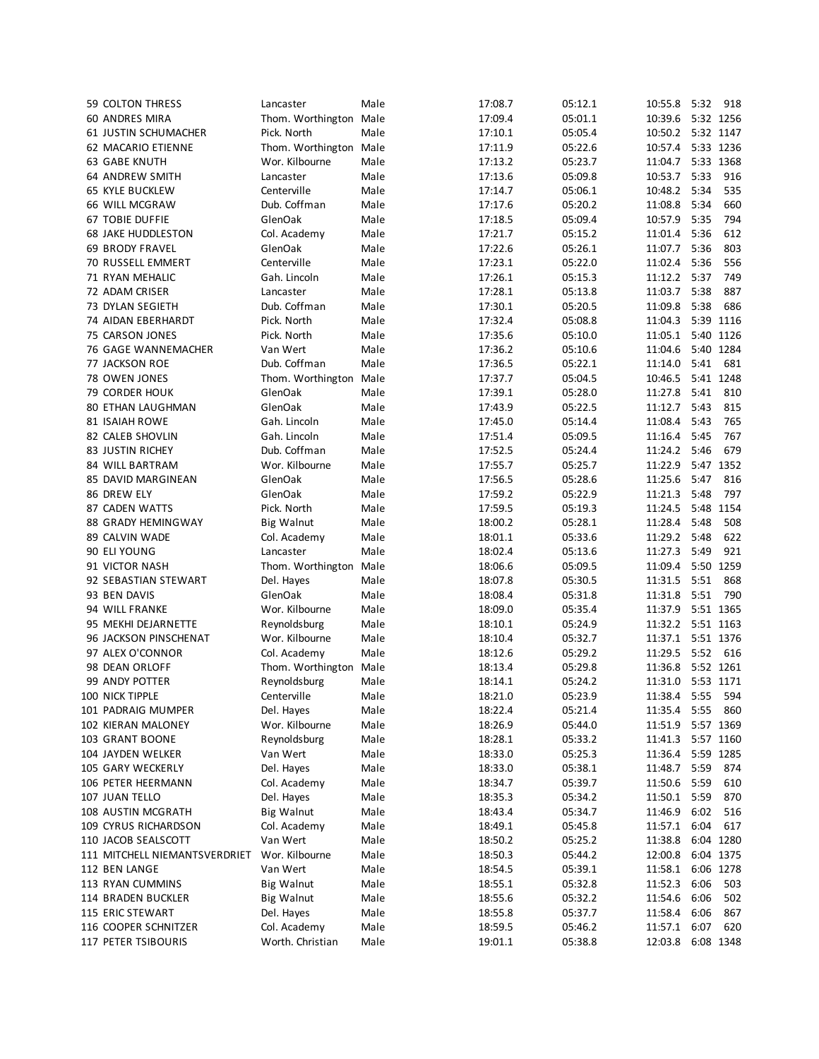| | | | | | | | |
|---|---|---|---|---|---|---|---|
| 59 COLTON THRESS | Lancaster | Male | 17:08.7 | 05:12.1 | 10:55.8 | 5:32 | 918 |
| 60 ANDRES MIRA | Thom. Worthington | Male | 17:09.4 | 05:01.1 | 10:39.6 | 5:32 | 1256 |
| 61 JUSTIN SCHUMACHER | Pick. North | Male | 17:10.1 | 05:05.4 | 10:50.2 | 5:32 | 1147 |
| 62 MACARIO ETIENNE | Thom. Worthington | Male | 17:11.9 | 05:22.6 | 10:57.4 | 5:33 | 1236 |
| 63 GABE KNUTH | Wor. Kilbourne | Male | 17:13.2 | 05:23.7 | 11:04.7 | 5:33 | 1368 |
| 64 ANDREW SMITH | Lancaster | Male | 17:13.6 | 05:09.8 | 10:53.7 | 5:33 | 916 |
| 65 KYLE BUCKLEW | Centerville | Male | 17:14.7 | 05:06.1 | 10:48.2 | 5:34 | 535 |
| 66 WILL MCGRAW | Dub. Coffman | Male | 17:17.6 | 05:20.2 | 11:08.8 | 5:34 | 660 |
| 67 TOBIE DUFFIE | GlenOak | Male | 17:18.5 | 05:09.4 | 10:57.9 | 5:35 | 794 |
| 68 JAKE HUDDLESTON | Col. Academy | Male | 17:21.7 | 05:15.2 | 11:01.4 | 5:36 | 612 |
| 69 BRODY FRAVEL | GlenOak | Male | 17:22.6 | 05:26.1 | 11:07.7 | 5:36 | 803 |
| 70 RUSSELL EMMERT | Centerville | Male | 17:23.1 | 05:22.0 | 11:02.4 | 5:36 | 556 |
| 71 RYAN MEHALIC | Gah. Lincoln | Male | 17:26.1 | 05:15.3 | 11:12.2 | 5:37 | 749 |
| 72 ADAM CRISER | Lancaster | Male | 17:28.1 | 05:13.8 | 11:03.7 | 5:38 | 887 |
| 73 DYLAN SEGIETH | Dub. Coffman | Male | 17:30.1 | 05:20.5 | 11:09.8 | 5:38 | 686 |
| 74 AIDAN EBERHARDT | Pick. North | Male | 17:32.4 | 05:08.8 | 11:04.3 | 5:39 | 1116 |
| 75 CARSON JONES | Pick. North | Male | 17:35.6 | 05:10.0 | 11:05.1 | 5:40 | 1126 |
| 76 GAGE WANNEMACHER | Van Wert | Male | 17:36.2 | 05:10.6 | 11:04.6 | 5:40 | 1284 |
| 77 JACKSON ROE | Dub. Coffman | Male | 17:36.5 | 05:22.1 | 11:14.0 | 5:41 | 681 |
| 78 OWEN JONES | Thom. Worthington | Male | 17:37.7 | 05:04.5 | 10:46.5 | 5:41 | 1248 |
| 79 CORDER HOUK | GlenOak | Male | 17:39.1 | 05:28.0 | 11:27.8 | 5:41 | 810 |
| 80 ETHAN LAUGHMAN | GlenOak | Male | 17:43.9 | 05:22.5 | 11:12.7 | 5:43 | 815 |
| 81 ISAIAH ROWE | Gah. Lincoln | Male | 17:45.0 | 05:14.4 | 11:08.4 | 5:43 | 765 |
| 82 CALEB SHOVLIN | Gah. Lincoln | Male | 17:51.4 | 05:09.5 | 11:16.4 | 5:45 | 767 |
| 83 JUSTIN RICHEY | Dub. Coffman | Male | 17:52.5 | 05:24.4 | 11:24.2 | 5:46 | 679 |
| 84 WILL BARTRAM | Wor. Kilbourne | Male | 17:55.7 | 05:25.7 | 11:22.9 | 5:47 | 1352 |
| 85 DAVID MARGINEAN | GlenOak | Male | 17:56.5 | 05:28.6 | 11:25.6 | 5:47 | 816 |
| 86 DREW ELY | GlenOak | Male | 17:59.2 | 05:22.9 | 11:21.3 | 5:48 | 797 |
| 87 CADEN WATTS | Pick. North | Male | 17:59.5 | 05:19.3 | 11:24.5 | 5:48 | 1154 |
| 88 GRADY HEMINGWAY | Big Walnut | Male | 18:00.2 | 05:28.1 | 11:28.4 | 5:48 | 508 |
| 89 CALVIN WADE | Col. Academy | Male | 18:01.1 | 05:33.6 | 11:29.2 | 5:48 | 622 |
| 90 ELI YOUNG | Lancaster | Male | 18:02.4 | 05:13.6 | 11:27.3 | 5:49 | 921 |
| 91 VICTOR NASH | Thom. Worthington | Male | 18:06.6 | 05:09.5 | 11:09.4 | 5:50 | 1259 |
| 92 SEBASTIAN STEWART | Del. Hayes | Male | 18:07.8 | 05:30.5 | 11:31.5 | 5:51 | 868 |
| 93 BEN DAVIS | GlenOak | Male | 18:08.4 | 05:31.8 | 11:31.8 | 5:51 | 790 |
| 94 WILL FRANKE | Wor. Kilbourne | Male | 18:09.0 | 05:35.4 | 11:37.9 | 5:51 | 1365 |
| 95 MEKHI DEJARNETTE | Reynoldsburg | Male | 18:10.1 | 05:24.9 | 11:32.2 | 5:51 | 1163 |
| 96 JACKSON PINSCHENAT | Wor. Kilbourne | Male | 18:10.4 | 05:32.7 | 11:37.1 | 5:51 | 1376 |
| 97 ALEX O'CONNOR | Col. Academy | Male | 18:12.6 | 05:29.2 | 11:29.5 | 5:52 | 616 |
| 98 DEAN ORLOFF | Thom. Worthington | Male | 18:13.4 | 05:29.8 | 11:36.8 | 5:52 | 1261 |
| 99 ANDY POTTER | Reynoldsburg | Male | 18:14.1 | 05:24.2 | 11:31.0 | 5:53 | 1171 |
| 100 NICK TIPPLE | Centerville | Male | 18:21.0 | 05:23.9 | 11:38.4 | 5:55 | 594 |
| 101 PADRAIG MUMPER | Del. Hayes | Male | 18:22.4 | 05:21.4 | 11:35.4 | 5:55 | 860 |
| 102 KIERAN MALONEY | Wor. Kilbourne | Male | 18:26.9 | 05:44.0 | 11:51.9 | 5:57 | 1369 |
| 103 GRANT BOONE | Reynoldsburg | Male | 18:28.1 | 05:33.2 | 11:41.3 | 5:57 | 1160 |
| 104 JAYDEN WELKER | Van Wert | Male | 18:33.0 | 05:25.3 | 11:36.4 | 5:59 | 1285 |
| 105 GARY WECKERLY | Del. Hayes | Male | 18:33.0 | 05:38.1 | 11:48.7 | 5:59 | 874 |
| 106 PETER HEERMANN | Col. Academy | Male | 18:34.7 | 05:39.7 | 11:50.6 | 5:59 | 610 |
| 107 JUAN TELLO | Del. Hayes | Male | 18:35.3 | 05:34.2 | 11:50.1 | 5:59 | 870 |
| 108 AUSTIN MCGRATH | Big Walnut | Male | 18:43.4 | 05:34.7 | 11:46.9 | 6:02 | 516 |
| 109 CYRUS RICHARDSON | Col. Academy | Male | 18:49.1 | 05:45.8 | 11:57.1 | 6:04 | 617 |
| 110 JACOB SEALSCOTT | Van Wert | Male | 18:50.2 | 05:25.2 | 11:38.8 | 6:04 | 1280 |
| 111 MITCHELL NIEMANTSVERDRIET | Wor. Kilbourne | Male | 18:50.3 | 05:44.2 | 12:00.8 | 6:04 | 1375 |
| 112 BEN LANGE | Van Wert | Male | 18:54.5 | 05:39.1 | 11:58.1 | 6:06 | 1278 |
| 113 RYAN CUMMINS | Big Walnut | Male | 18:55.1 | 05:32.8 | 11:52.3 | 6:06 | 503 |
| 114 BRADEN BUCKLER | Big Walnut | Male | 18:55.6 | 05:32.2 | 11:54.6 | 6:06 | 502 |
| 115 ERIC STEWART | Del. Hayes | Male | 18:55.8 | 05:37.7 | 11:58.4 | 6:06 | 867 |
| 116 COOPER SCHNITZER | Col. Academy | Male | 18:59.5 | 05:46.2 | 11:57.1 | 6:07 | 620 |
| 117 PETER TSIBOURIS | Worth. Christian | Male | 19:01.1 | 05:38.8 | 12:03.8 | 6:08 | 1348 |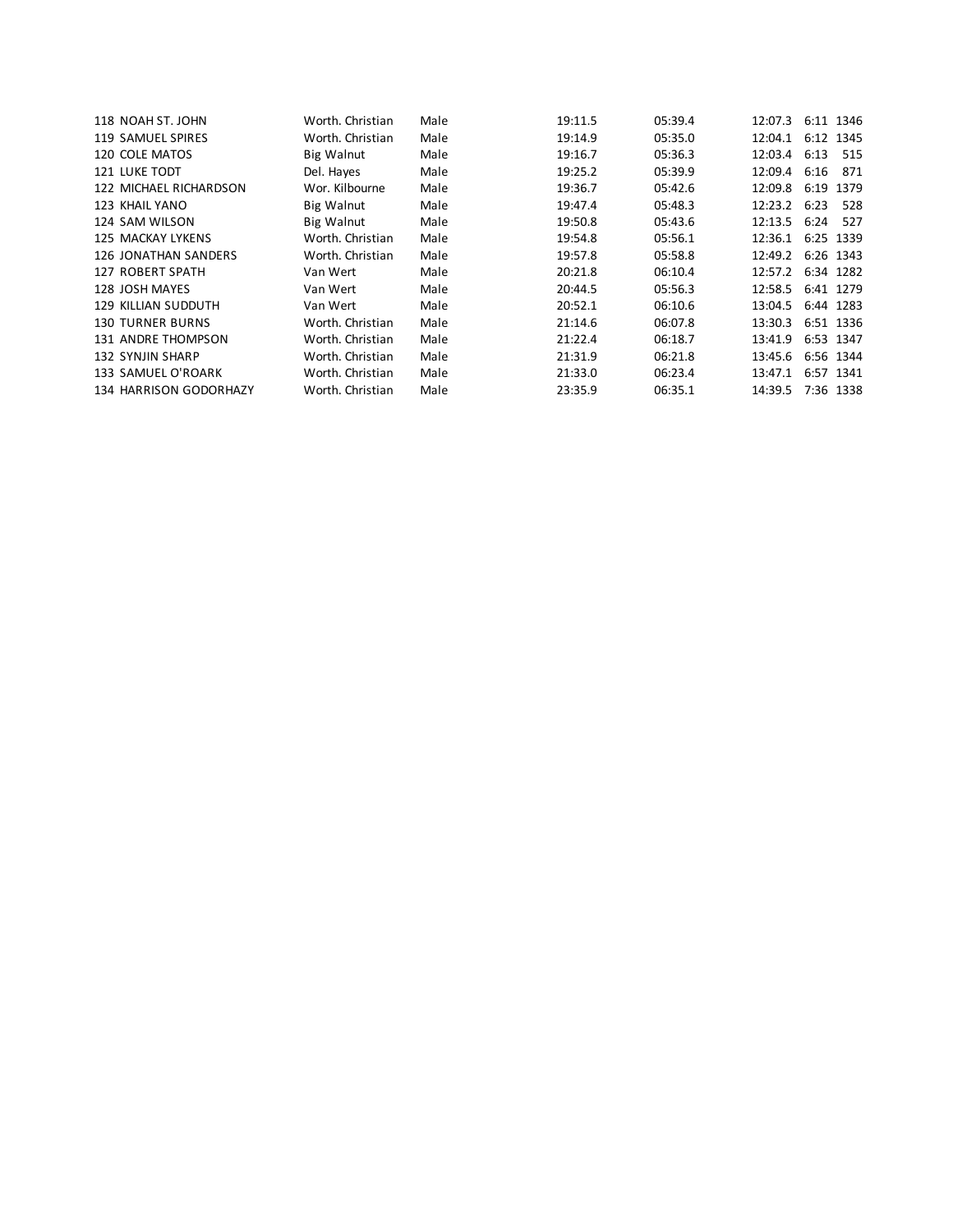| | | | | | | | | |
|---|---|---|---|---|---|---|---|---|
| 118 | NOAH ST. JOHN | Worth. Christian | Male | 19:11.5 | 05:39.4 | 12:07.3 | 6:11 | 1346 |
| 119 | SAMUEL SPIRES | Worth. Christian | Male | 19:14.9 | 05:35.0 | 12:04.1 | 6:12 | 1345 |
| 120 | COLE MATOS | Big Walnut | Male | 19:16.7 | 05:36.3 | 12:03.4 | 6:13 | 515 |
| 121 | LUKE TODT | Del. Hayes | Male | 19:25.2 | 05:39.9 | 12:09.4 | 6:16 | 871 |
| 122 | MICHAEL RICHARDSON | Wor. Kilbourne | Male | 19:36.7 | 05:42.6 | 12:09.8 | 6:19 | 1379 |
| 123 | KHAIL YANO | Big Walnut | Male | 19:47.4 | 05:48.3 | 12:23.2 | 6:23 | 528 |
| 124 | SAM WILSON | Big Walnut | Male | 19:50.8 | 05:43.6 | 12:13.5 | 6:24 | 527 |
| 125 | MACKAY LYKENS | Worth. Christian | Male | 19:54.8 | 05:56.1 | 12:36.1 | 6:25 | 1339 |
| 126 | JONATHAN SANDERS | Worth. Christian | Male | 19:57.8 | 05:58.8 | 12:49.2 | 6:26 | 1343 |
| 127 | ROBERT SPATH | Van Wert | Male | 20:21.8 | 06:10.4 | 12:57.2 | 6:34 | 1282 |
| 128 | JOSH MAYES | Van Wert | Male | 20:44.5 | 05:56.3 | 12:58.5 | 6:41 | 1279 |
| 129 | KILLIAN SUDDUTH | Van Wert | Male | 20:52.1 | 06:10.6 | 13:04.5 | 6:44 | 1283 |
| 130 | TURNER BURNS | Worth. Christian | Male | 21:14.6 | 06:07.8 | 13:30.3 | 6:51 | 1336 |
| 131 | ANDRE THOMPSON | Worth. Christian | Male | 21:22.4 | 06:18.7 | 13:41.9 | 6:53 | 1347 |
| 132 | SYNJIN SHARP | Worth. Christian | Male | 21:31.9 | 06:21.8 | 13:45.6 | 6:56 | 1344 |
| 133 | SAMUEL O'ROARK | Worth. Christian | Male | 21:33.0 | 06:23.4 | 13:47.1 | 6:57 | 1341 |
| 134 | HARRISON GODORHAZY | Worth. Christian | Male | 23:35.9 | 06:35.1 | 14:39.5 | 7:36 | 1338 |